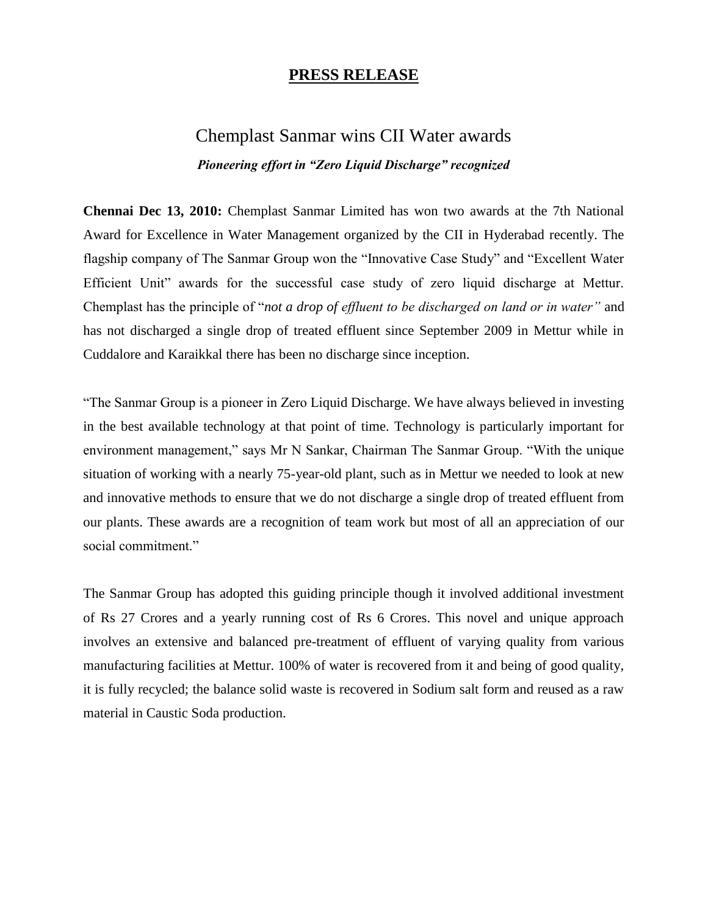# **PRESS RELEASE**

## Chemplast Sanmar wins CII Water awards

***Pioneering effort in "Zero Liquid Discharge" recognized***

**Chennai Dec 13, 2010:** Chemplast Sanmar Limited has won two awards at the 7th National Award for Excellence in Water Management organized by the CII in Hyderabad recently. The flagship company of The Sanmar Group won the "Innovative Case Study" and "Excellent Water Efficient Unit" awards for the successful case study of zero liquid discharge at Mettur. Chemplast has the principle of "*not a drop of effluent to be discharged on land or in water"* and has not discharged a single drop of treated effluent since September 2009 in Mettur while in Cuddalore and Karaikkal there has been no discharge since inception.

"The Sanmar Group is a pioneer in Zero Liquid Discharge. We have always believed in investing in the best available technology at that point of time. Technology is particularly important for environment management," says Mr N Sankar, Chairman The Sanmar Group. "With the unique situation of working with a nearly 75-year-old plant, such as in Mettur we needed to look at new and innovative methods to ensure that we do not discharge a single drop of treated effluent from our plants. These awards are a recognition of team work but most of all an appreciation of our social commitment."

The Sanmar Group has adopted this guiding principle though it involved additional investment of Rs 27 Crores and a yearly running cost of Rs 6 Crores. This novel and unique approach involves an extensive and balanced pre-treatment of effluent of varying quality from various manufacturing facilities at Mettur. 100% of water is recovered from it and being of good quality, it is fully recycled; the balance solid waste is recovered in Sodium salt form and reused as a raw material in Caustic Soda production.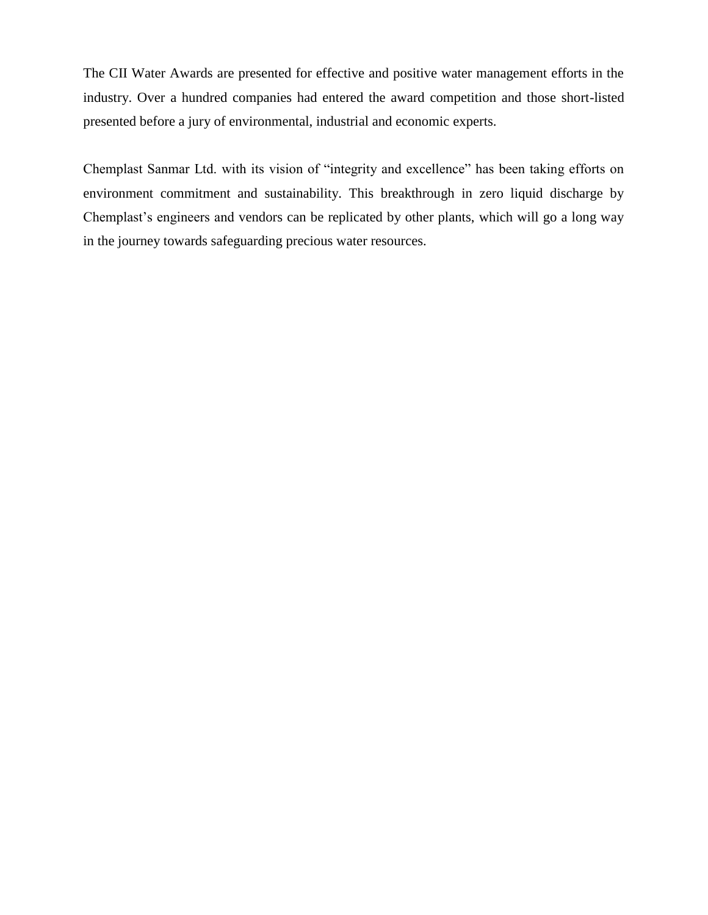The CII Water Awards are presented for effective and positive water management efforts in the industry. Over a hundred companies had entered the award competition and those short-listed presented before a jury of environmental, industrial and economic experts.

Chemplast Sanmar Ltd. with its vision of “integrity and excellence” has been taking efforts on environment commitment and sustainability. This breakthrough in zero liquid discharge by Chemplast’s engineers and vendors can be replicated by other plants, which will go a long way in the journey towards safeguarding precious water resources.